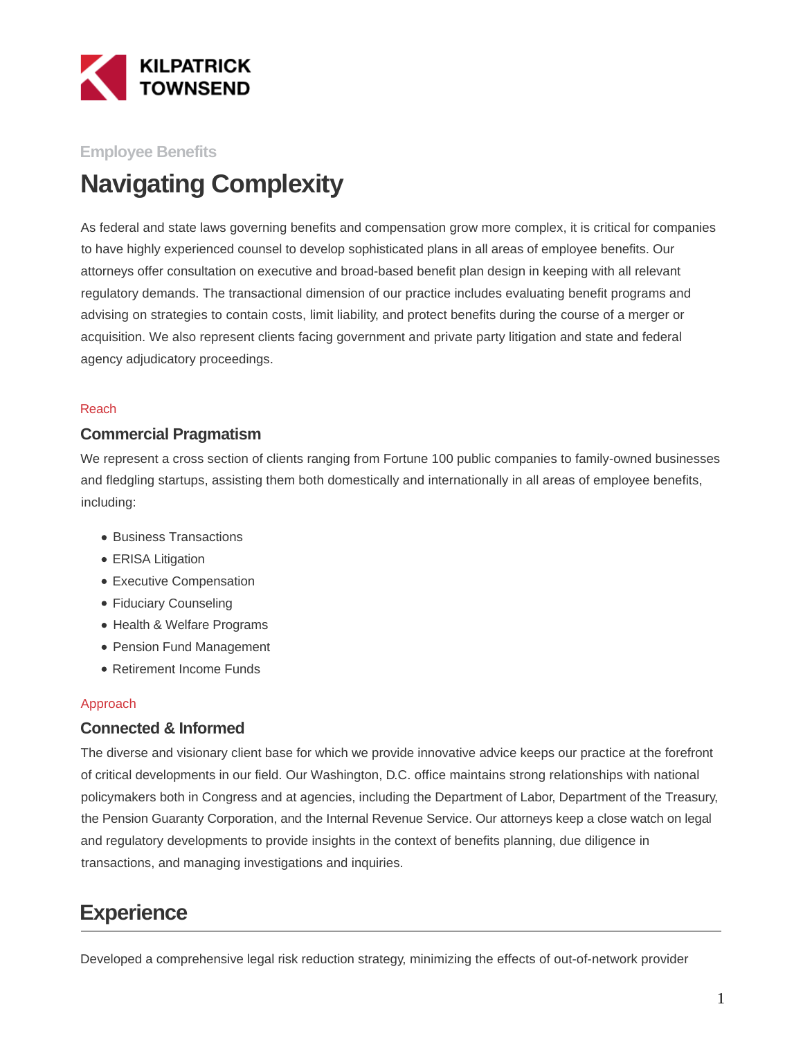KILPATRICK TOWNSEND

Employee Benefits

# Navigating Complexity

As federal and state laws governing benefits and compensation grow more complex, it is critical for companies to have highly experienced counsel to develop sophisticated plans in all areas of employee benefits. Our attorneys offer consultation on executive and broad-based benefit plan design in keeping with all relevant regulatory demands. The transactional dimension of our practice includes evaluating benefit programs and advising on strategies to contain costs, limit liability, and protect benefits during the course of a merger or acquisition. We also represent clients facing government and private party litigation and state and federal agency adjudicatory proceedings.

Reach

### Commercial Pragmatism

We represent a cross section of clients ranging from Fortune 100 public companies to family-owned businesses and fledgling startups, assisting them both domestically and internationally in all areas of employee benefits, including:

- Business Transactions
- ERISA Litigation
- Executive Compensation
- Fiduciary Counseling
- Health & Welfare Programs
- Pension Fund Management
- Retirement Income Funds

Approach

### Connected & Informed

The diverse and visionary client base for which we provide innovative advice keeps our practice at the forefront of critical developments in our field. Our Washington, D.C. office maintains strong relationships with national policymakers both in Congress and at agencies, including the Department of Labor, Department of the Treasury, the Pension Guaranty Corporation, and the Internal Revenue Service. Our attorneys keep a close watch on legal and regulatory developments to provide insights in the context of benefits planning, due diligence in transactions, and managing investigations and inquiries.

## Experience

Developed a comprehensive legal risk reduction strategy, minimizing the effects of out-of-network provider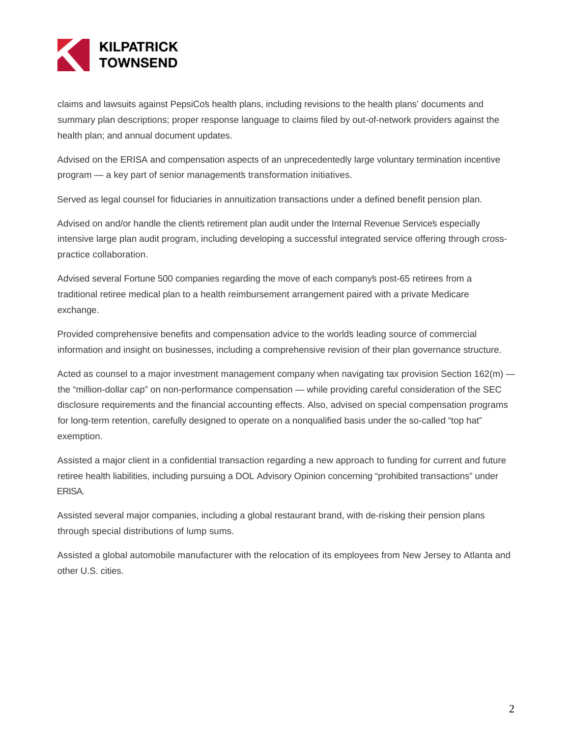claims and lawsuits against PepsiCo's health plans, including revisions to the health plans' documents and summary plan descriptions; proper response language to claims filed by out-of-network providers against the health plan; and annual document updates.

Advised on the ERISA and compensation aspects of an unprecedentedly large voluntary termination incentive program — a key part of senior management's transformation initiatives.

Served as legal counsel for fiduciaries in annuitization transactions under a defined benefit pension plan.

Advised on and/or handle the client's retirement plan audit under the Internal Revenue Service's especially intensive large plan audit program, including developing a successful integrated service offering through cross-practice collaboration.

Advised several Fortune 500 companies regarding the move of each company's post-65 retirees from a traditional retiree medical plan to a health reimbursement arrangement paired with a private Medicare exchange.

Provided comprehensive benefits and compensation advice to the world's leading source of commercial information and insight on businesses, including a comprehensive revision of their plan governance structure.

Acted as counsel to a major investment management company when navigating tax provision Section 162(m) — the "million-dollar cap" on non-performance compensation — while providing careful consideration of the SEC disclosure requirements and the financial accounting effects. Also, advised on special compensation programs for long-term retention, carefully designed to operate on a nonqualified basis under the so-called "top hat" exemption.

Assisted a major client in a confidential transaction regarding a new approach to funding for current and future retiree health liabilities, including pursuing a DOL Advisory Opinion concerning "prohibited transactions" under ERISA.

Assisted several major companies, including a global restaurant brand, with de-risking their pension plans through special distributions of lump sums.

Assisted a global automobile manufacturer with the relocation of its employees from New Jersey to Atlanta and other U.S. cities.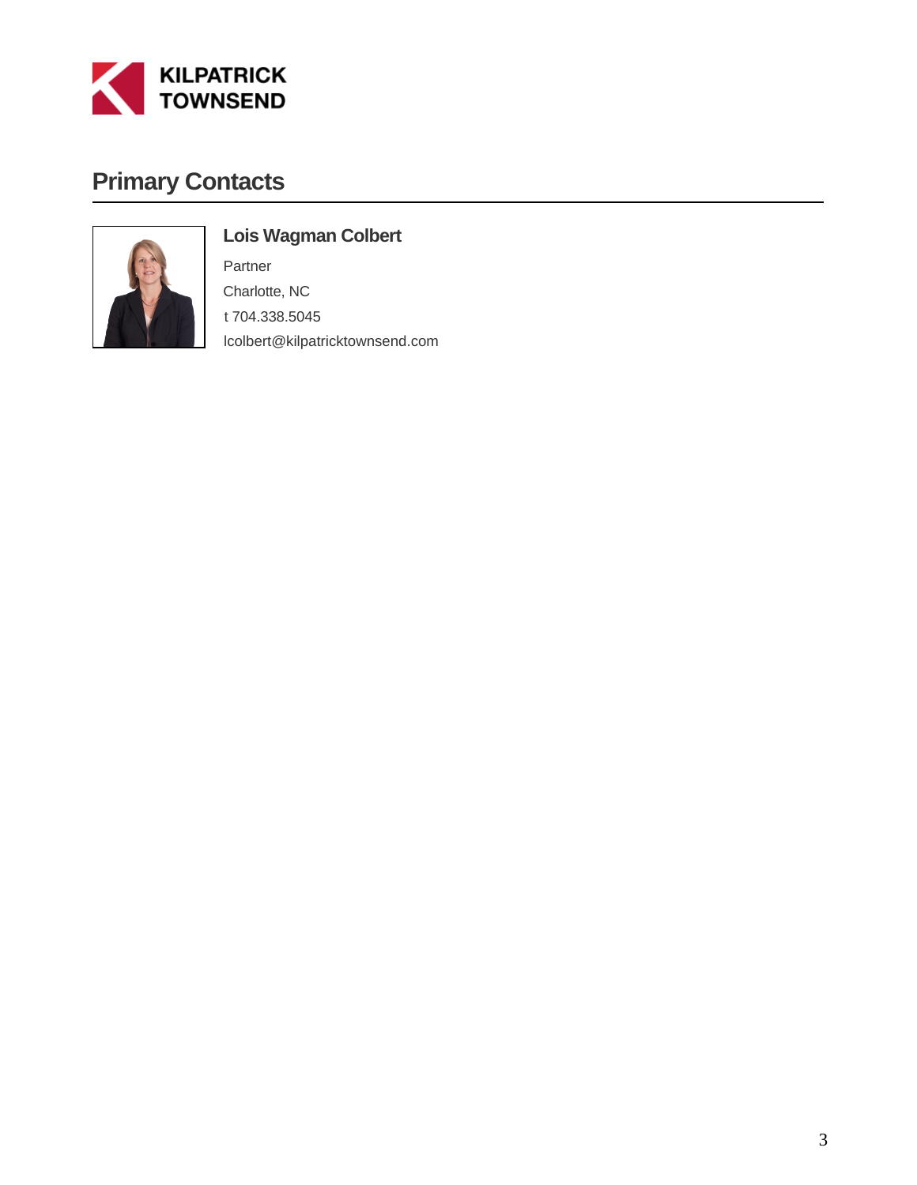## Primary Contacts

### Lois Wagman Colbert

Partner

Charlotte, NC

t 704.338.5045

lcolbert@kilpatricktownsend.com